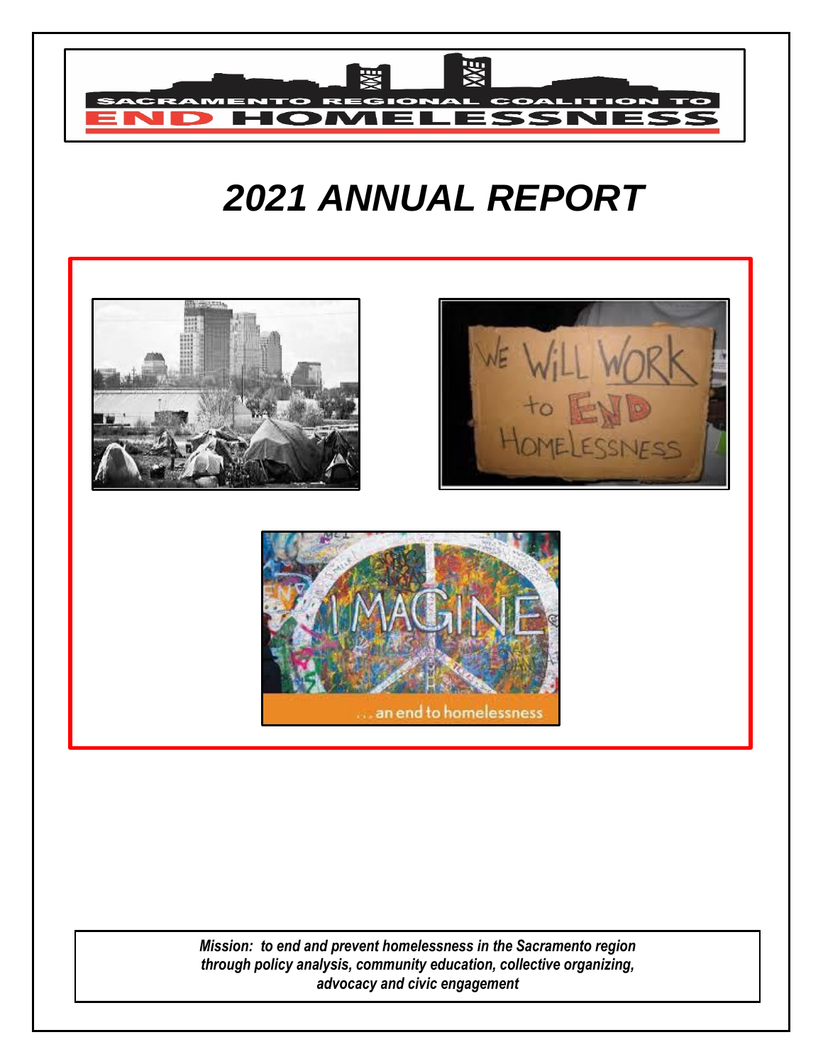# SACRAMENTO REGIONAL COALITION TO END HOMELESSNESS

# *2021 ANNUAL REPORT*

*Mission: to end and prevent homelessness in the Sacramento region through policy analysis, community education, collective organizing, advocacy and civic engagement*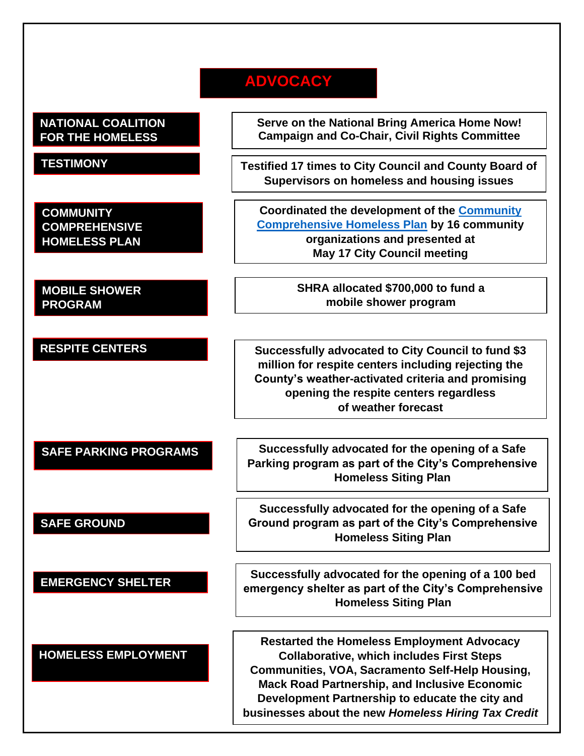# ADVOCACY

| | |
|---|---|
| **NATIONAL COALITION FOR THE HOMELESS** | **Serve on the National Bring America Home Now! Campaign and Co-Chair, Civil Rights Committee** |
| **TESTIMONY** | **Testified 17 times to City Council and County Board of Supervisors on homeless and housing issues** |
| **COMMUNITY COMPREHENSIVE HOMELESS PLAN** | **Coordinated the development of the Community Comprehensive Homeless Plan by 16 community organizations and presented at May 17 City Council meeting** |
| **MOBILE SHOWER PROGRAM** | **SHRA allocated $700,000 to fund a mobile shower program** |
| **RESPITE CENTERS** | **Successfully advocated to City Council to fund $3 million for respite centers including rejecting the County's weather-activated criteria and promising opening the respite centers regardless of weather forecast** |
| **SAFE PARKING PROGRAMS** | **Successfully advocated for the opening of a Safe Parking program as part of the City's Comprehensive Homeless Siting Plan** |
| **SAFE GROUND** | **Successfully advocated for the opening of a Safe Ground program as part of the City's Comprehensive Homeless Siting Plan** |
| **EMERGENCY SHELTER** | **Successfully advocated for the opening of a 100 bed emergency shelter as part of the City's Comprehensive Homeless Siting Plan** |
| **HOMELESS EMPLOYMENT** | **Restarted the Homeless Employment Advocacy Collaborative, which includes First Steps Communities, VOA, Sacramento Self-Help Housing, Mack Road Partnership, and Inclusive Economic Development Partnership to educate the city and businesses about the new *Homeless Hiring Tax Credit*** |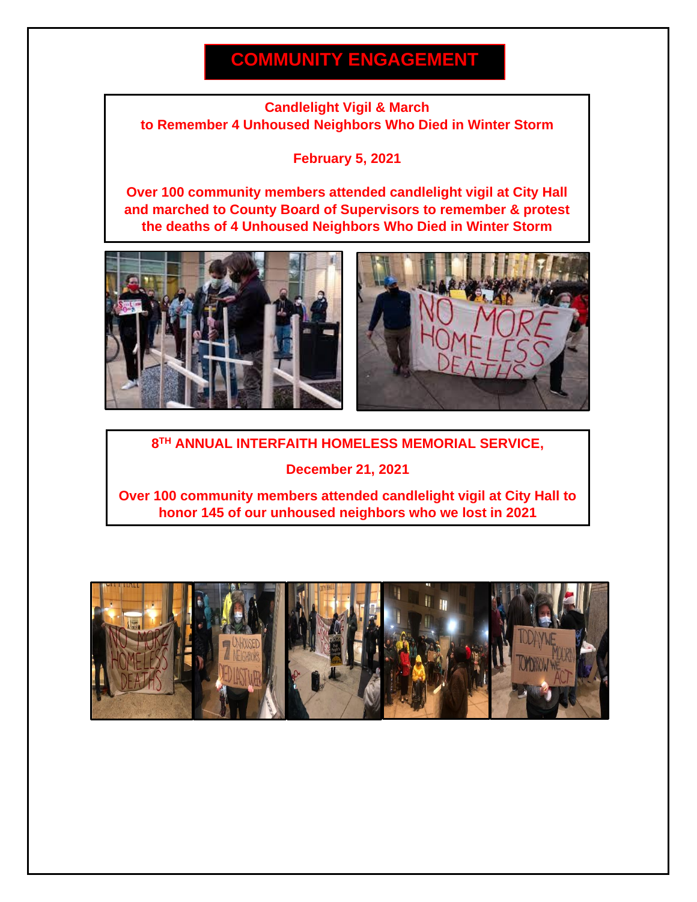# COMMUNITY ENGAGEMENT

**Candlelight Vigil & March to Remember 4 Unhoused Neighbors Who Died in Winter Storm**

**February 5, 2021**

**Over 100 community members attended candlelight vigil at City Hall and marched to County Board of Supervisors to remember & protest the deaths of 4 Unhoused Neighbors Who Died in Winter Storm**

**8TH ANNUAL INTERFAITH HOMELESS MEMORIAL SERVICE,**

**December 21, 2021**

**Over 100 community members attended candlelight vigil at City Hall to honor 145 of our unhoused neighbors who we lost in 2021**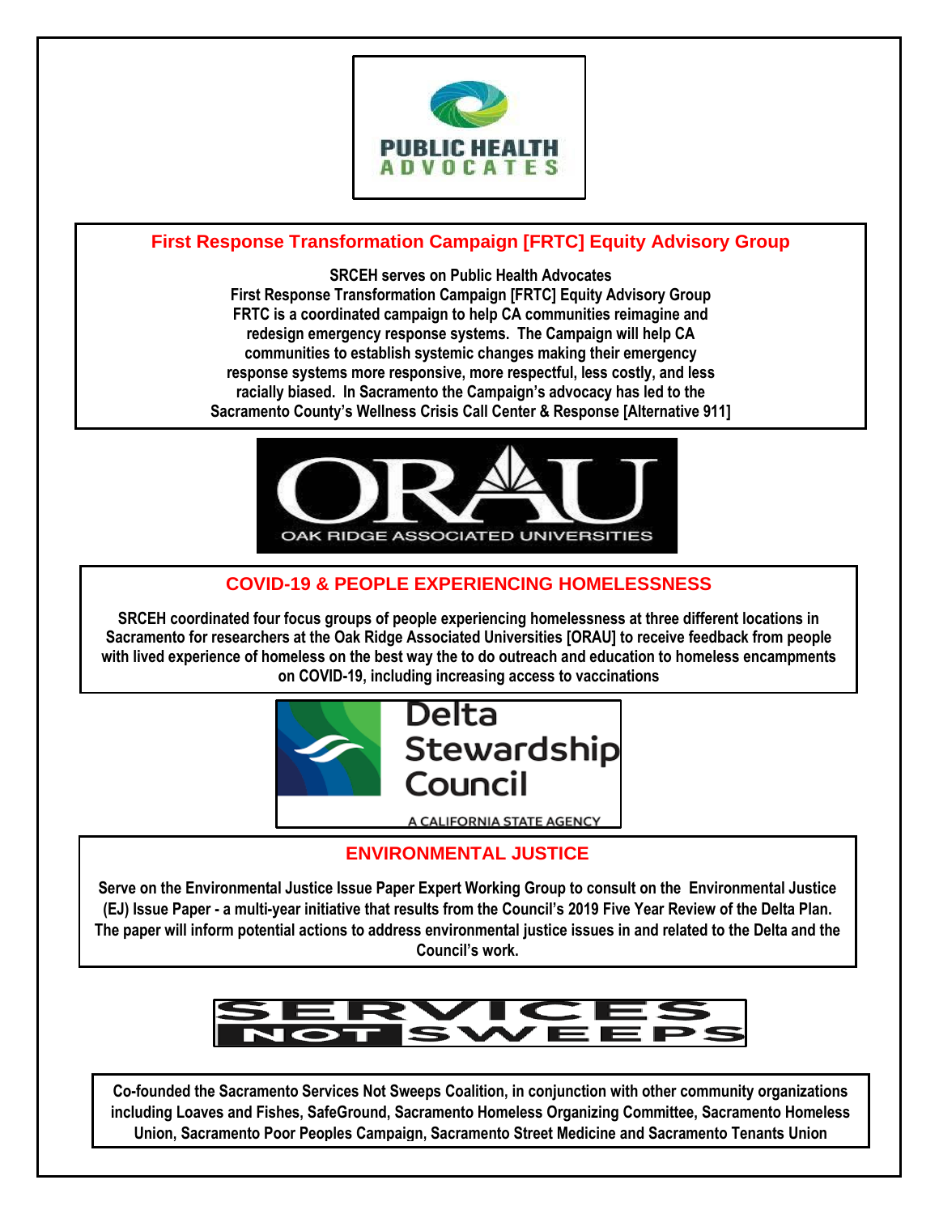PUBLIC HEALTH ADVOCATES

## First Response Transformation Campaign [FRTC] Equity Advisory Group

**SRCEH serves on Public Health Advocates First Response Transformation Campaign [FRTC] Equity Advisory Group FRTC is a coordinated campaign to help CA communities reimagine and redesign emergency response systems. The Campaign will help CA communities to establish systemic changes making their emergency response systems more responsive, more respectful, less costly, and less racially biased. In Sacramento the Campaign's advocacy has led to the Sacramento County's Wellness Crisis Call Center & Response [Alternative 911]**

ORAU OAK RIDGE ASSOCIATED UNIVERSITIES

## COVID-19 & PEOPLE EXPERIENCING HOMELESSNESS

**SRCEH coordinated four focus groups of people experiencing homelessness at three different locations in Sacramento for researchers at the Oak Ridge Associated Universities [ORAU] to receive feedback from people with lived experience of homeless on the best way the to do outreach and education to homeless encampments on COVID-19, including increasing access to vaccinations**

Delta Stewardship Council

A CALIFORNIA STATE AGENCY

## ENVIRONMENTAL JUSTICE

**Serve on the Environmental Justice Issue Paper Expert Working Group to consult on the Environmental Justice (EJ) Issue Paper - a multi-year initiative that results from the Council's 2019 Five Year Review of the Delta Plan. The paper will inform potential actions to address environmental justice issues in and related to the Delta and the Council's work.**

SERVICES NOT SWEEPS

**Co-founded the Sacramento Services Not Sweeps Coalition, in conjunction with other community organizations including Loaves and Fishes, SafeGround, Sacramento Homeless Organizing Committee, Sacramento Homeless Union, Sacramento Poor Peoples Campaign, Sacramento Street Medicine and Sacramento Tenants Union**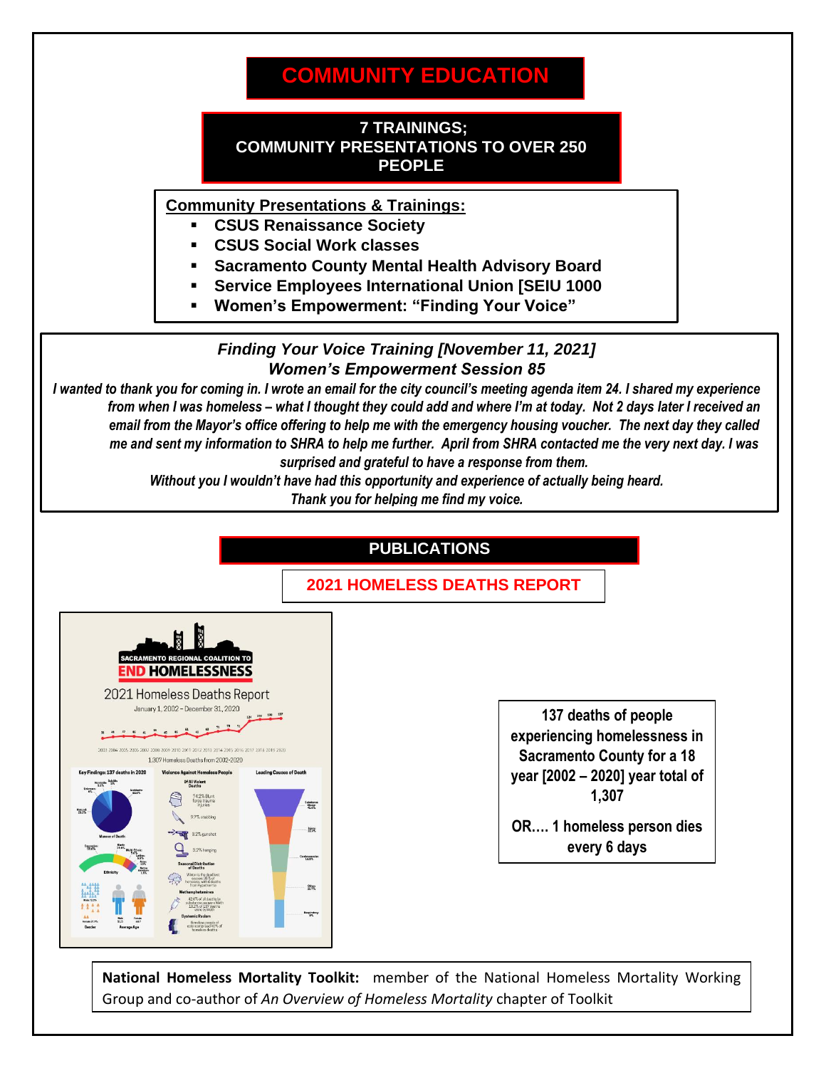# COMMUNITY EDUCATION

**7 TRAININGS;**
**COMMUNITY PRESENTATIONS TO OVER 250 PEOPLE**

**Community Presentations & Trainings:**

- **CSUS Renaissance Society**
- **CSUS Social Work classes**
- **Sacramento County Mental Health Advisory Board**
- **Service Employees International Union [SEIU 1000**
- **Women's Empowerment: "Finding Your Voice"**

***Finding Your Voice Training [November 11, 2021]***
***Women's Empowerment Session 85***

*I wanted to thank you for coming in. I wrote an email for the city council's meeting agenda item 24. I shared my experience from when I was homeless – what I thought they could add and where I'm at today. Not 2 days later I received an email from the Mayor's office offering to help me with the emergency housing voucher. The next day they called me and sent my information to SHRA to help me further. April from SHRA contacted me the very next day. I was surprised and grateful to have a response from them.*
*Without you I wouldn't have had this opportunity and experience of actually being heard.*
*Thank you for helping me find my voice.*

## PUBLICATIONS

### 2021 HOMELESS DEATHS REPORT

137 deaths of people experiencing homelessness in Sacramento County for a 18 year [2002 – 2020] year total of 1,307

OR…. 1 homeless person dies every 6 days

**National Homeless Mortality Toolkit:** member of the National Homeless Mortality Working Group and co-author of *An Overview of Homeless Mortality* chapter of Toolkit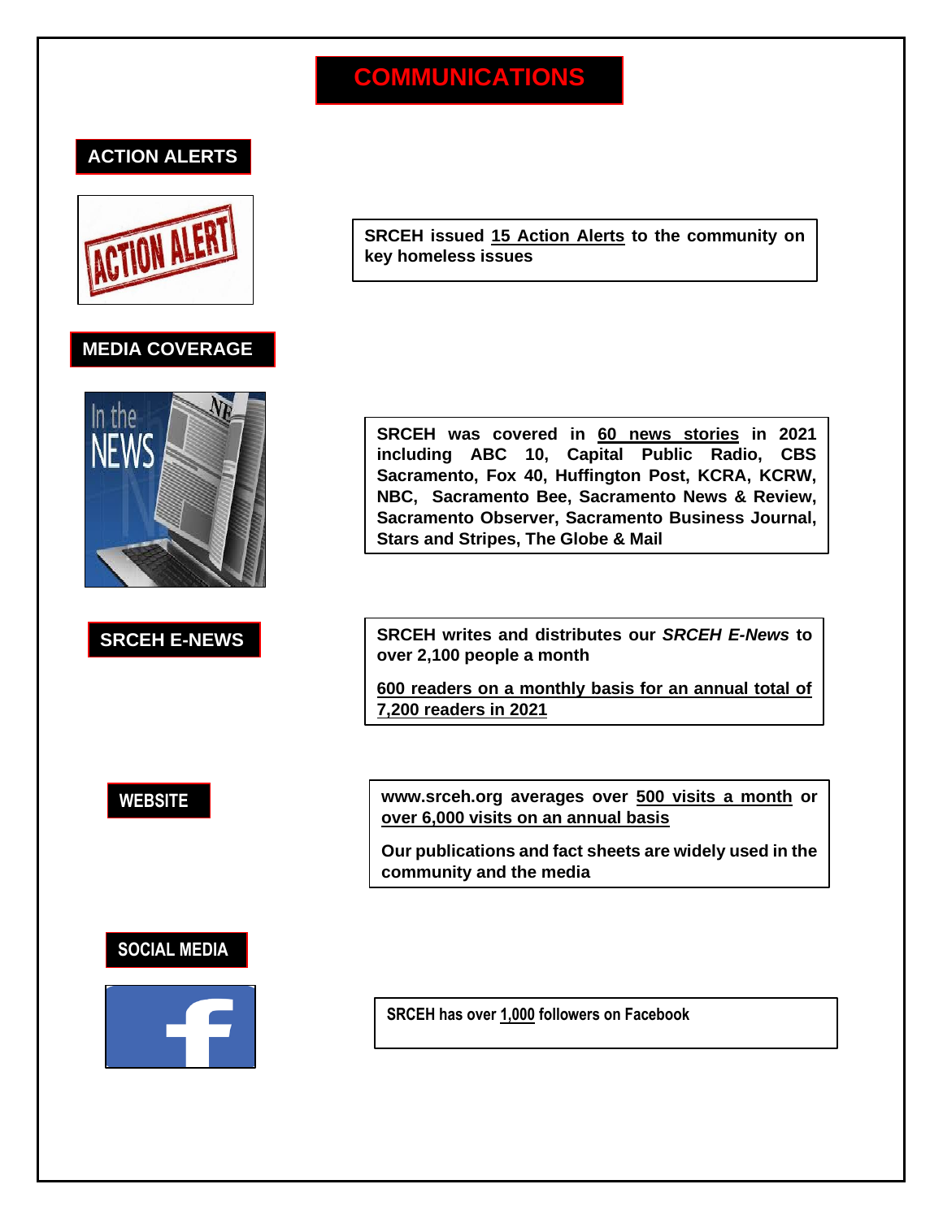# COMMUNICATIONS

## ACTION ALERTS

**SRCEH issued 15 Action Alerts to the community on key homeless issues**

## MEDIA COVERAGE

**SRCEH was covered in 60 news stories in 2021 including ABC 10, Capital Public Radio, CBS Sacramento, Fox 40, Huffington Post, KCRA, KCRW, NBC, Sacramento Bee, Sacramento News & Review, Sacramento Observer, Sacramento Business Journal, Stars and Stripes, The Globe & Mail**

## SRCEH E-NEWS

**SRCEH writes and distributes our *SRCEH E-News* to over 2,100 people a month**

**600 readers on a monthly basis for an annual total of 7,200 readers in 2021**

## WEBSITE

**www.srceh.org averages over 500 visits a month or over 6,000 visits on an annual basis**

**Our publications and fact sheets are widely used in the community and the media**

## SOCIAL MEDIA

**SRCEH has over 1,000 followers on Facebook**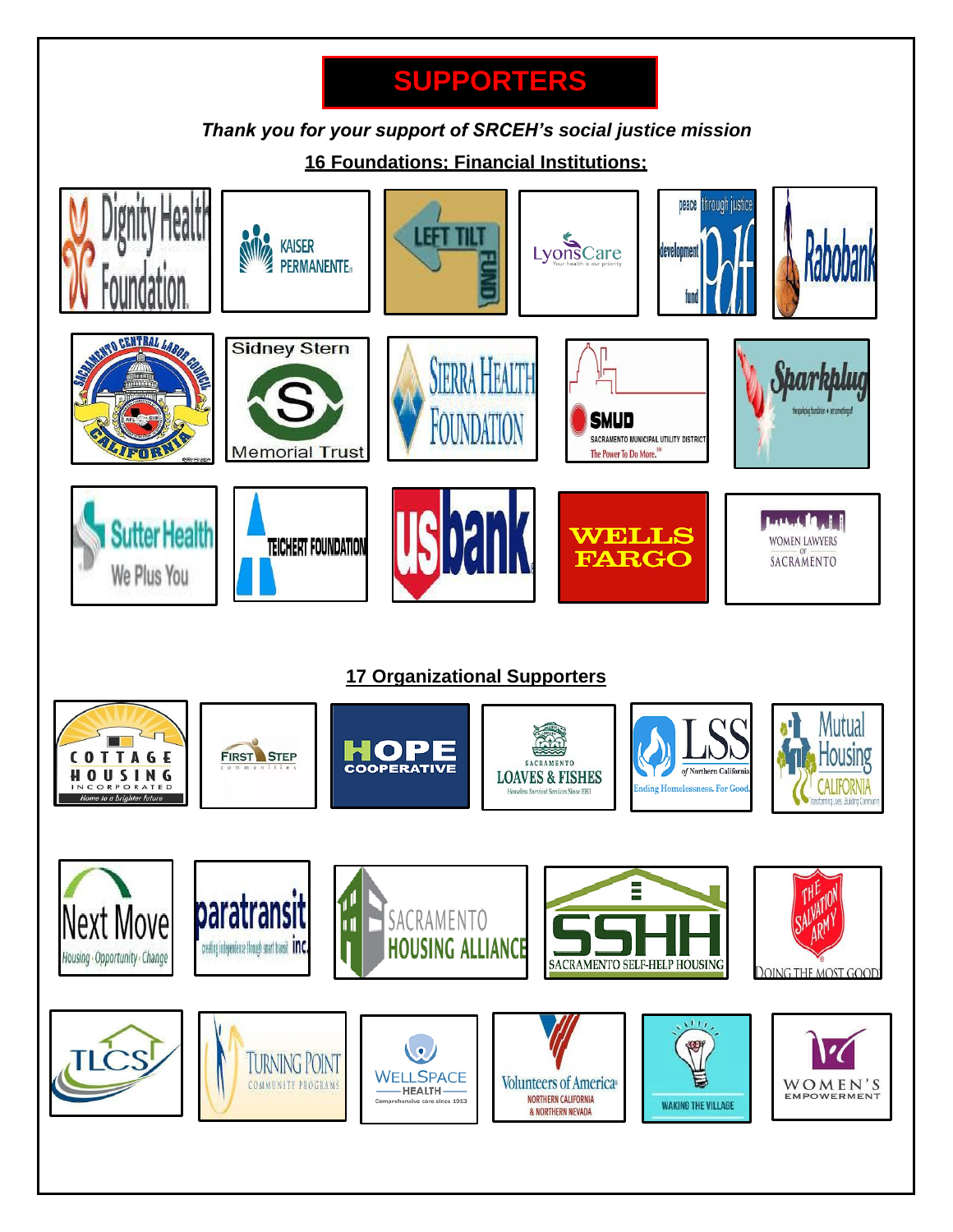# SUPPORTERS

*Thank you for your support of SRCEH's social justice mission*

**16 Foundations; Financial Institutions:**

- Dignity Health Foundation
- Kaiser Permanente
- Left Tilt Fund
- LyonsCare
- Peace Development Fund
- Rabobank
- Sacramento Central Labor Council
- Sidney Stern Memorial Trust
- Sierra Health Foundation
- SMUD
- Sparkplug
- Sutter Health
- Teichert Foundation
- US Bank
- Wells Fargo
- Women Lawyers of Sacramento

**17 Organizational Supporters**

- Cottage Housing Incorporated
- First Step Communities
- Hope Cooperative
- Sacramento Loaves & Fishes
- LSS of Northern California
- Mutual Housing California
- Next Move
- Paratransit Inc.
- Sacramento Housing Alliance
- Sacramento Self-Help Housing
- The Salvation Army
- TLCS
- Turning Point Community Programs
- WellSpace Health
- Volunteers of America Northern California & Northern Nevada
- Waking the Village
- Women's Empowerment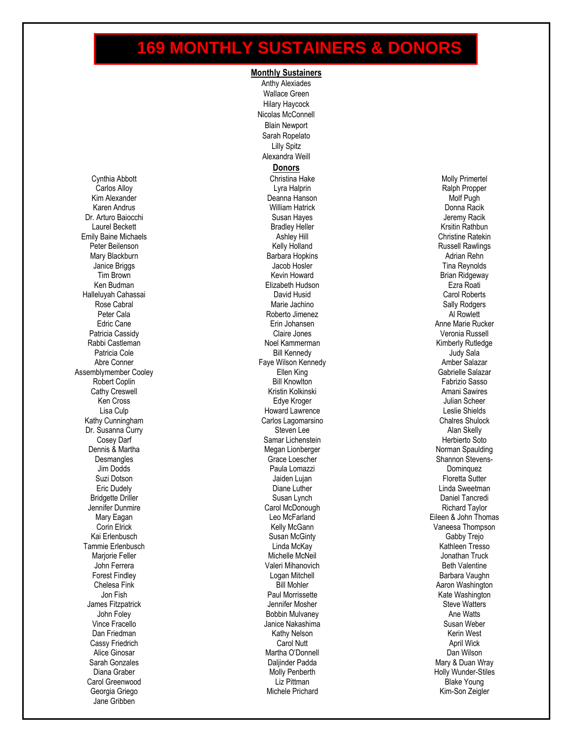# 169 MONTHLY SUSTAINERS & DONORS

## Monthly Sustainers

Anthy Alexiades
Wallace Green
Hilary Haycock
Nicolas McConnell
Blain Newport
Sarah Ropelato
Lilly Spitz
Alexandra Weill

## Donors

Cynthia Abbott
Carlos Alloy
Kim Alexander
Karen Andrus
Dr. Arturo Baiocchi
Laurel Beckett
Emily Baine Michaels
Peter Beilenson
Mary Blackburn
Janice Briggs
Tim Brown
Ken Budman
Halleluyah Cahassai
Rose Cabral
Peter Cala
Edric Cane
Patricia Cassidy
Rabbi Castleman
Patricia Cole
Abre Conner
Assemblymember Cooley
Robert Coplin
Cathy Creswell
Ken Cross
Lisa Culp
Kathy Cunningham
Dr. Susanna Curry
Cosey Darf
Dennis & Martha Desmangles
Jim Dodds
Suzi Dotson
Eric Dudely
Bridgette Driller
Jennifer Dunmire
Mary Eagan
Corin Elrick
Kai Erlenbusch
Tammie Erlenbusch
Marjorie Feller
John Ferrera
Forest Findley
Chelesa Fink
Jon Fish
James Fitzpatrick
John Foley
Vince Fracello
Dan Friedman
Cassy Friedrich
Alice Ginosar
Sarah Gonzales
Diana Graber
Carol Greenwood
Georgia Griego
Jane Gribben

Christina Hake
Lyra Halprin
Deanna Hanson
William Hatrick
Susan Hayes
Bradley Heller
Ashley Hill
Kelly Holland
Barbara Hopkins
Jacob Hosler
Kevin Howard
Elizabeth Hudson
David Husid
Marie Jachino
Roberto Jimenez
Erin Johansen
Claire Jones
Noel Kammerman
Bill Kennedy
Faye Wilson Kennedy
Ellen King
Bill Knowlton
Kristin Kolkinski
Edye Kroger
Howard Lawrence
Carlos Lagomarsino
Steven Lee
Samar Lichenstein
Megan Lionberger
Grace Loescher
Paula Lomazzi
Jaiden Lujan
Diane Luther
Susan Lynch
Carol McDonough
Leo McFarland
Kelly McGann
Susan McGinty
Linda McKay
Michelle McNeil
Valeri Mihanovich
Logan Mitchell
Bill Mohler
Paul Morrissette
Jennifer Mosher
Bobbin Mulvaney
Janice Nakashima
Kathy Nelson
Carol Nutt
Martha O'Donnell
Daljinder Padda
Molly Penberth
Liz Pittman
Michele Prichard

Molly Primertel
Ralph Propper
Molf Pugh
Donna Racik
Jeremy Racik
Krsitin Rathbun
Christine Ratekin
Russell Rawlings
Adrian Rehn
Tina Reynolds
Brian Ridgeway
Ezra Roati
Carol Roberts
Sally Rodgers
Al Rowlett
Anne Marie Rucker
Veronia Russell
Kimberly Rutledge
Judy Sala
Amber Salazar
Gabrielle Salazar
Fabrizio Sasso
Amani Sawires
Julian Scheer
Leslie Shields
Chalres Shulock
Alan Skelly
Herbierto Soto
Norman Spaulding
Shannon Stevens-Dominquez
Floretta Sutter
Linda Sweetman
Daniel Tancredi
Richard Taylor
Eileen & John Thomas
Vaneesa Thompson
Gabby Trejo
Kathleen Tresso
Jonathan Truck
Beth Valentine
Barbara Vaughn
Aaron Washington
Kate Washington
Steve Watters
Ane Watts
Susan Weber
Kerin West
April Wick
Dan Wilson
Mary & Duan Wray
Holly Wunder-Stiles
Blake Young
Kim-Son Zeigler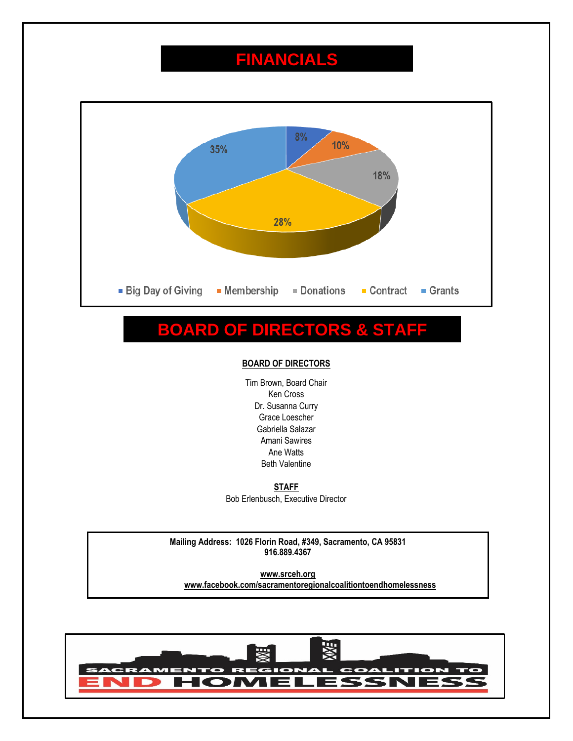# FINANCIALS

8%
10%
18%
28%
35%

Big Day of Giving
Membership
Donations
Contract
Grants

# BOARD OF DIRECTORS & STAFF

**BOARD OF DIRECTORS**

Tim Brown, Board Chair
Ken Cross
Dr. Susanna Curry
Grace Loescher
Gabriella Salazar
Amani Sawires
Ane Watts
Beth Valentine

**STAFF**

Bob Erlenbusch, Executive Director

**Mailing Address: 1026 Florin Road, #349, Sacramento, CA 95831**
**916.889.4367**

**www.srceh.org**
**www.facebook.com/sacramentoregionalcoalitiontoendhomelessness**

SACRAMENTO REGIONAL COALITION TO
END HOMELESSNESS